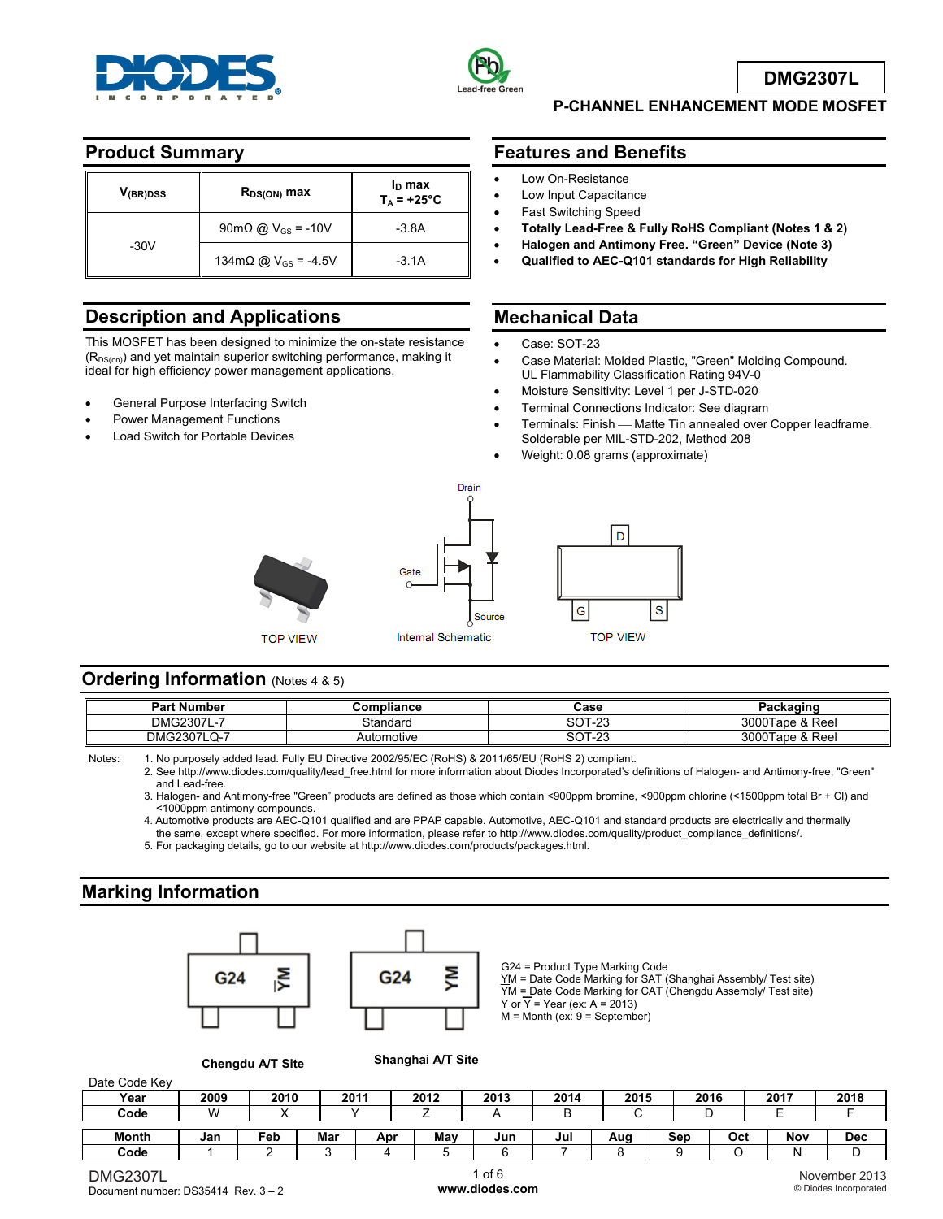# DMG2307L

## P-CHANNEL ENHANCEMENT MODE MOSFET

## Product Summary

| $V_{(BR)DSS}$ | $R_{DS(ON)}$ max | $I_D$ max $T_A = +25°C$ |
|---|---|---|
| -30V | 90mΩ @ $V_{GS}$ = -10V | -3.8A |
| | 134mΩ @ $V_{GS}$ = -4.5V | -3.1A |

## Features and Benefits

- Low On-Resistance
- Low Input Capacitance
- Fast Switching Speed
- **Totally Lead-Free & Fully RoHS Compliant (Notes 1 & 2)**
- **Halogen and Antimony Free. "Green" Device (Note 3)**
- **Qualified to AEC-Q101 standards for High Reliability**

## Description and Applications

This MOSFET has been designed to minimize the on-state resistance ($R_{DS(on)}$) and yet maintain superior switching performance, making it ideal for high efficiency power management applications.

- General Purpose Interfacing Switch
- Power Management Functions
- Load Switch for Portable Devices

## Mechanical Data

- Case: SOT-23
- Case Material: Molded Plastic, "Green" Molding Compound. UL Flammability Classification Rating 94V-0
- Moisture Sensitivity: Level 1 per J-STD-020
- Terminal Connections Indicator: See diagram
- Terminals: Finish — Matte Tin annealed over Copper leadframe. Solderable per MIL-STD-202, Method 208
- Weight: 0.08 grams (approximate)

TOP VIEW

Drain, Gate, Source — Internal Schematic

D, G, S — TOP VIEW

## Ordering Information (Notes 4 & 5)

| Part Number | Compliance | Case | Packaging |
|---|---|---|---|
| DMG2307L-7 | Standard | SOT-23 | 3000Tape & Reel |
| DMG2307LQ-7 | Automotive | SOT-23 | 3000Tape & Reel |

Notes:
1. No purposely added lead. Fully EU Directive 2002/95/EC (RoHS) & 2011/65/EU (RoHS 2) compliant.
2. See http://www.diodes.com/quality/lead_free.html for more information about Diodes Incorporated's definitions of Halogen- and Antimony-free, "Green" and Lead-free.
3. Halogen- and Antimony-free "Green" products are defined as those which contain <900ppm bromine, <900ppm chlorine (<1500ppm total Br + Cl) and <1000ppm antimony compounds.
4. Automotive products are AEC-Q101 qualified and are PPAP capable. Automotive, AEC-Q101 and standard products are electrically and thermally the same, except where specified. For more information, please refer to http://www.diodes.com/quality/product_compliance_definitions/.
5. For packaging details, go to our website at http://www.diodes.com/products/packages.html.

## Marking Information

G24 YM — Chengdu A/T Site

G24 YM — Shanghai A/T Site

G24 = Product Type Marking Code
Y̲M = Date Code Marking for SAT (Shanghai Assembly/ Test site)
YM̄ = Date Code Marking for CAT (Chengdu Assembly/ Test site)
Y or Y̅ = Year (ex: A = 2013)
M = Month (ex: 9 = September)

Date Code Key

| Year | 2009 | 2010 | 2011 | 2012 | 2013 | 2014 | 2015 | 2016 | 2017 | 2018 |
|---|---|---|---|---|---|---|---|---|---|---|
| Code | W | X | Y | Z | A | B | C | D | E | F |

| Month | Jan | Feb | Mar | Apr | May | Jun | Jul | Aug | Sep | Oct | Nov | Dec |
|---|---|---|---|---|---|---|---|---|---|---|---|---|
| Code | 1 | 2 | 3 | 4 | 5 | 6 | 7 | 8 | 9 | O | N | D |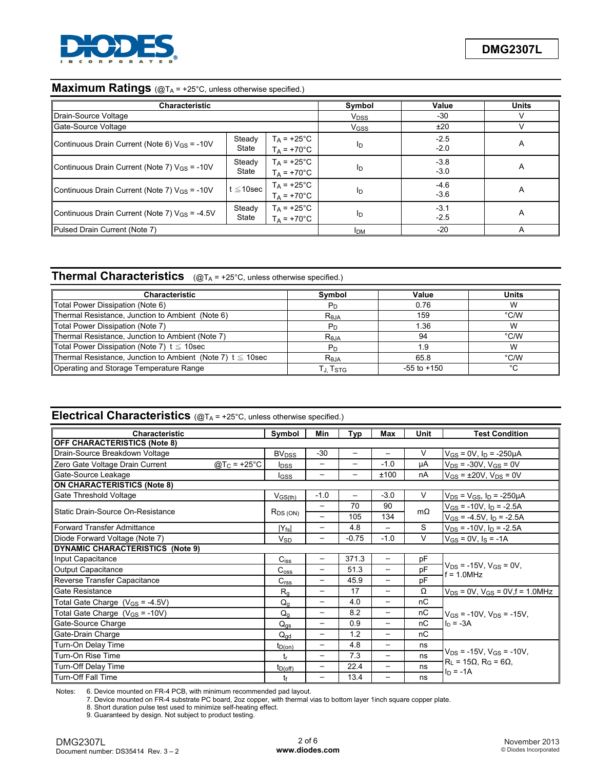## Maximum Ratings (@$T_A$ = +25°C, unless otherwise specified.)

| Characteristic | | | Symbol | Value | Units |
|---|---|---|---|---|---|
| Drain-Source Voltage | | | $V_{DSS}$ | -30 | V |
| Gate-Source Voltage | | | $V_{GSS}$ | ±20 | V |
| Continuous Drain Current (Note 6) $V_{GS}$ = -10V | Steady State | $T_A$ = +25°C<br>$T_A$ = +70°C | $I_D$ | -2.5<br>-2.0 | A |
| Continuous Drain Current (Note 7) $V_{GS}$ = -10V | Steady State | $T_A$ = +25°C<br>$T_A$ = +70°C | $I_D$ | -3.8<br>-3.0 | A |
| Continuous Drain Current (Note 7) $V_{GS}$ = -10V | t ≦10sec | $T_A$ = +25°C<br>$T_A$ = +70°C | $I_D$ | -4.6<br>-3.6 | A |
| Continuous Drain Current (Note 7) $V_{GS}$ = -4.5V | Steady State | $T_A$ = +25°C<br>$T_A$ = +70°C | $I_D$ | -3.1<br>-2.5 | A |
| Pulsed Drain Current (Note 7) | | | $I_{DM}$ | -20 | A |

## Thermal Characteristics (@$T_A$ = +25°C, unless otherwise specified.)

| Characteristic | Symbol | Value | Units |
|---|---|---|---|
| Total Power Dissipation (Note 6) | $P_D$ | 0.76 | W |
| Thermal Resistance, Junction to Ambient (Note 6) | $R_{θJA}$ | 159 | °C/W |
| Total Power Dissipation (Note 7) | $P_D$ | 1.36 | W |
| Thermal Resistance, Junction to Ambient (Note 7) | $R_{θJA}$ | 94 | °C/W |
| Total Power Dissipation (Note 7) t ≦ 10sec | $P_D$ | 1.9 | W |
| Thermal Resistance, Junction to Ambient (Note 7) t ≦ 10sec | $R_{θJA}$ | 65.8 | °C/W |
| Operating and Storage Temperature Range | $T_J$, $T_{STG}$ | -55 to +150 | °C |

## Electrical Characteristics (@$T_A$ = +25°C, unless otherwise specified.)

| Characteristic | Symbol | Min | Typ | Max | Unit | Test Condition |
|---|---|---|---|---|---|---|
| **OFF CHARACTERISTICS (Note 8)** | | | | | | |
| Drain-Source Breakdown Voltage | $BV_{DSS}$ | -30 | – | – | V | $V_{GS}$ = 0V, $I_D$ = -250μA |
| Zero Gate Voltage Drain Current @$T_C$ = +25°C | $I_{DSS}$ | – | – | -1.0 | μA | $V_{DS}$ = -30V, $V_{GS}$ = 0V |
| Gate-Source Leakage | $I_{GSS}$ | – | – | ±100 | nA | $V_{GS}$ = ±20V, $V_{DS}$ = 0V |
| **ON CHARACTERISTICS (Note 8)** | | | | | | |
| Gate Threshold Voltage | $V_{GS(th)}$ | -1.0 | – | -3.0 | V | $V_{DS}$ = $V_{GS}$, $I_D$ = -250μA |
| Static Drain-Source On-Resistance | $R_{DS(ON)}$ | – | 70 | 90 | mΩ | $V_{GS}$ = -10V, $I_D$ = -2.5A |
| | | – | 105 | 134 | | $V_{GS}$ = -4.5V, $I_D$ = -2.5A |
| Forward Transfer Admittance | $\lvert Y_{fs}\rvert$ | – | 4.8 | – | S | $V_{DS}$ = -10V, $I_D$ = -2.5A |
| Diode Forward Voltage (Note 7) | $V_{SD}$ | – | -0.75 | -1.0 | V | $V_{GS}$ = 0V, $I_S$ = -1A |
| **DYNAMIC CHARACTERISTICS (Note 9)** | | | | | | |
| Input Capacitance | $C_{iss}$ | – | 371.3 | – | pF | $V_{DS}$ = -15V, $V_{GS}$ = 0V, f = 1.0MHz |
| Output Capacitance | $C_{oss}$ | – | 51.3 | – | pF | |
| Reverse Transfer Capacitance | $C_{rss}$ | – | 45.9 | – | pF | |
| Gate Resistance | $R_g$ | – | 17 | – | Ω | $V_{DS}$ = 0V, $V_{GS}$ = 0V, f = 1.0MHz |
| Total Gate Charge ($V_{GS}$ = -4.5V) | $Q_g$ | – | 4.0 | – | nC | $V_{GS}$ = -10V, $V_{DS}$ = -15V, $I_D$ = -3A |
| Total Gate Charge ($V_{GS}$ = -10V) | $Q_g$ | – | 8.2 | – | nC | |
| Gate-Source Charge | $Q_{gs}$ | – | 0.9 | – | nC | |
| Gate-Drain Charge | $Q_{gd}$ | – | 1.2 | – | nC | |
| Turn-On Delay Time | $t_{D(on)}$ | – | 4.8 | – | ns | $V_{DS}$ = -15V, $V_{GS}$ = -10V, $R_L$ = 15Ω, $R_G$ = 6Ω, $I_D$ = -1A |
| Turn-On Rise Time | $t_r$ | – | 7.3 | – | ns | |
| Turn-Off Delay Time | $t_{D(off)}$ | – | 22.4 | – | ns | |
| Turn-Off Fall Time | $t_f$ | – | 13.4 | – | ns | |

Notes:
6. Device mounted on FR-4 PCB, with minimum recommended pad layout.
7. Device mounted on FR-4 substrate PC board, 2oz copper, with thermal vias to bottom layer 1inch square copper plate.
8. Short duration pulse test used to minimize self-heating effect.
9. Guaranteed by design. Not subject to product testing.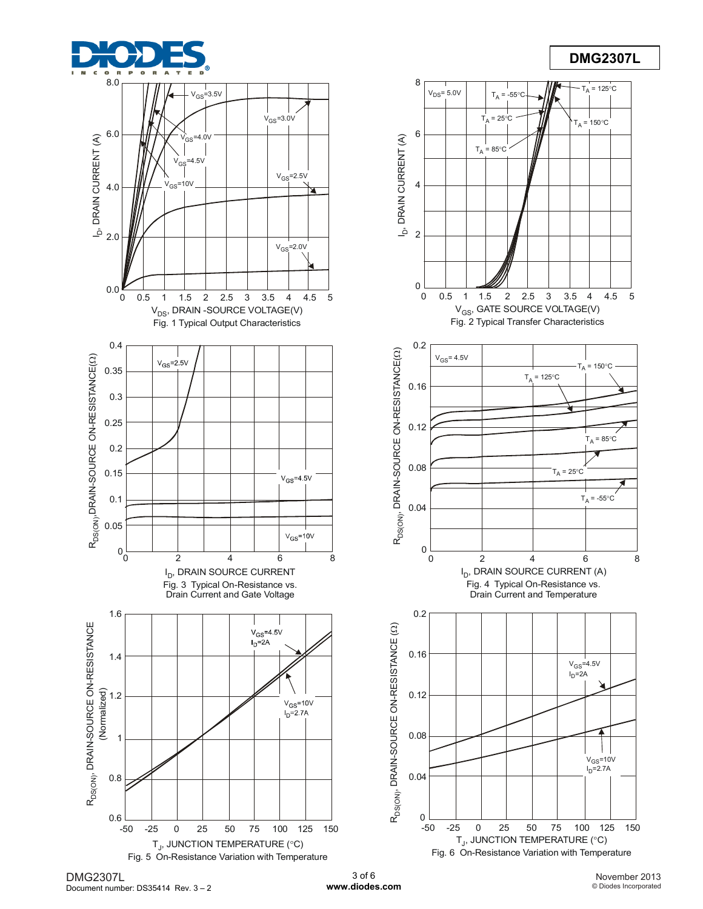Fig. 1 Typical Output Characteristics

Fig. 2 Typical Transfer Characteristics

Fig. 3 Typical On-Resistance vs. Drain Current and Gate Voltage

Fig. 4 Typical On-Resistance vs. Drain Current and Temperature

Fig. 5 On-Resistance Variation with Temperature

Fig. 6 On-Resistance Variation with Temperature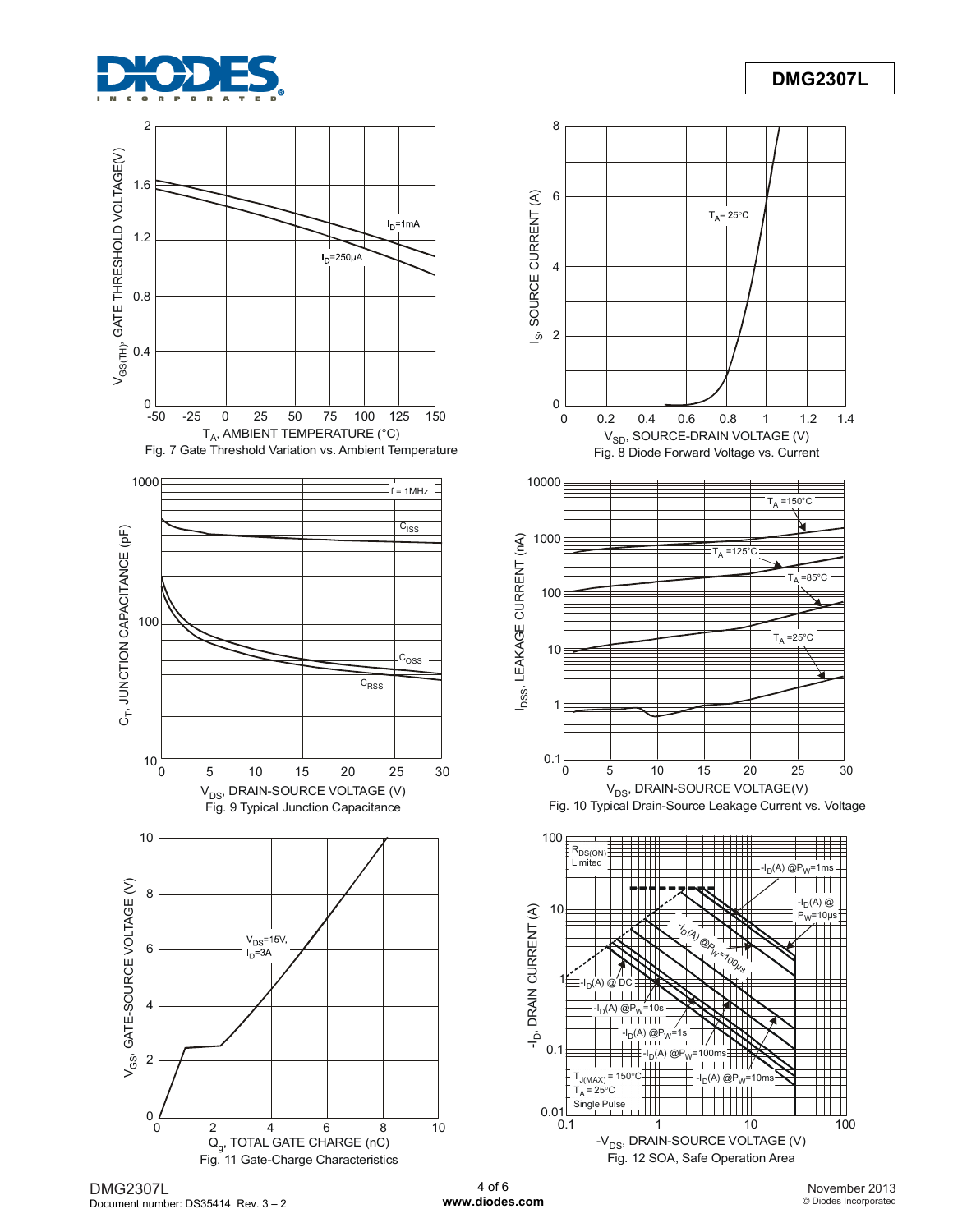Fig. 7 Gate Threshold Variation vs. Ambient Temperature

Fig. 8 Diode Forward Voltage vs. Current

Fig. 9 Typical Junction Capacitance

Fig. 10 Typical Drain-Source Leakage Current vs. Voltage

Fig. 11 Gate-Charge Characteristics

Fig. 12 SOA, Safe Operation Area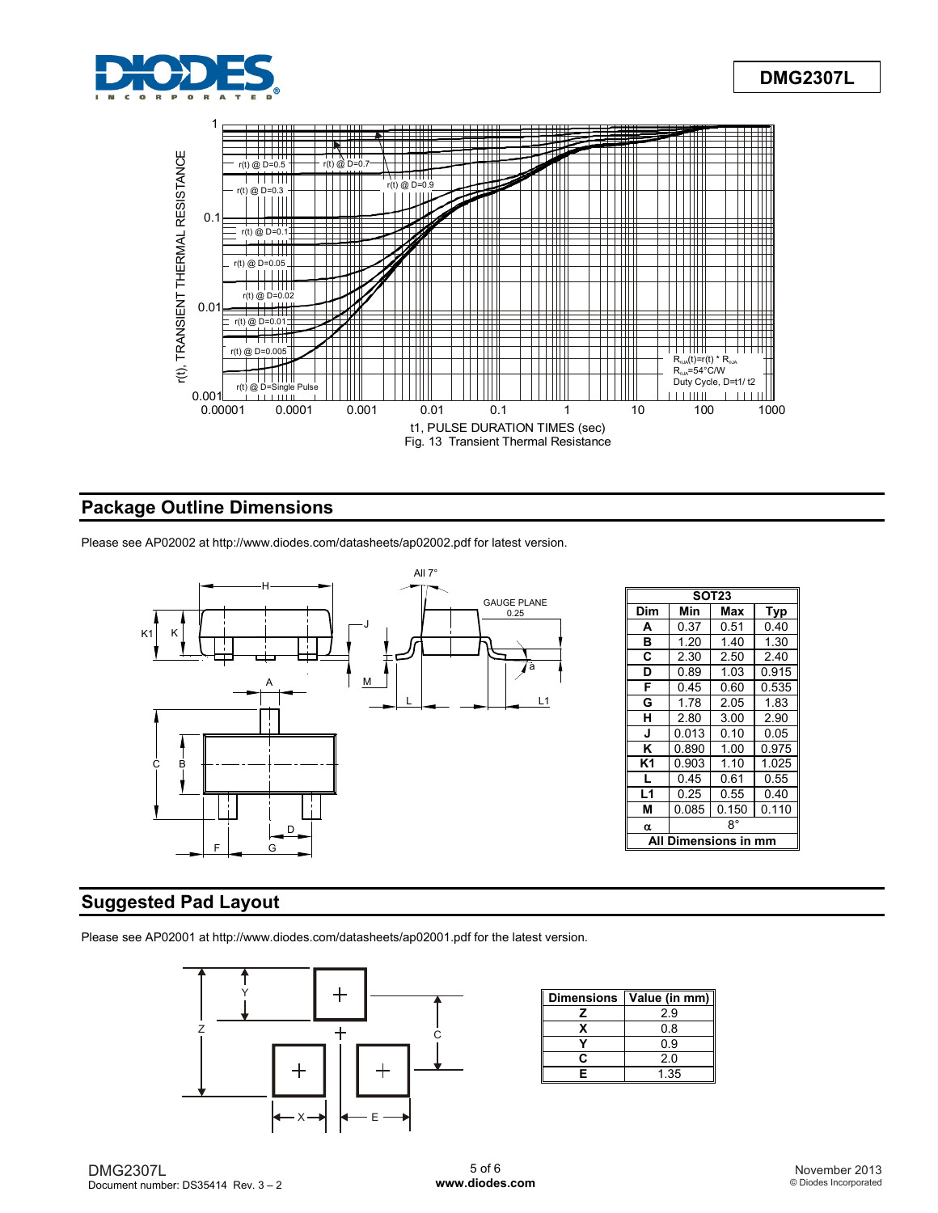Fig. 13 Transient Thermal Resistance

## Package Outline Dimensions

Please see AP02002 at http://www.diodes.com/datasheets/ap02002.pdf for latest version.

| SOT23 | | | |
|---|---|---|---|
| **Dim** | **Min** | **Max** | **Typ** |
| **A** | 0.37 | 0.51 | 0.40 |
| **B** | 1.20 | 1.40 | 1.30 |
| **C** | 2.30 | 2.50 | 2.40 |
| **D** | 0.89 | 1.03 | 0.915 |
| **F** | 0.45 | 0.60 | 0.535 |
| **G** | 1.78 | 2.05 | 1.83 |
| **H** | 2.80 | 3.00 | 2.90 |
| **J** | 0.013 | 0.10 | 0.05 |
| **K** | 0.890 | 1.00 | 0.975 |
| **K1** | 0.903 | 1.10 | 1.025 |
| **L** | 0.45 | 0.61 | 0.55 |
| **L1** | 0.25 | 0.55 | 0.40 |
| **M** | 0.085 | 0.150 | 0.110 |
| **α** | 8° | | |
| **All Dimensions in mm** | | | |

## Suggested Pad Layout

Please see AP02001 at http://www.diodes.com/datasheets/ap02001.pdf for the latest version.

| Dimensions | Value (in mm) |
|---|---|
| **Z** | 2.9 |
| **X** | 0.8 |
| **Y** | 0.9 |
| **C** | 2.0 |
| **E** | 1.35 |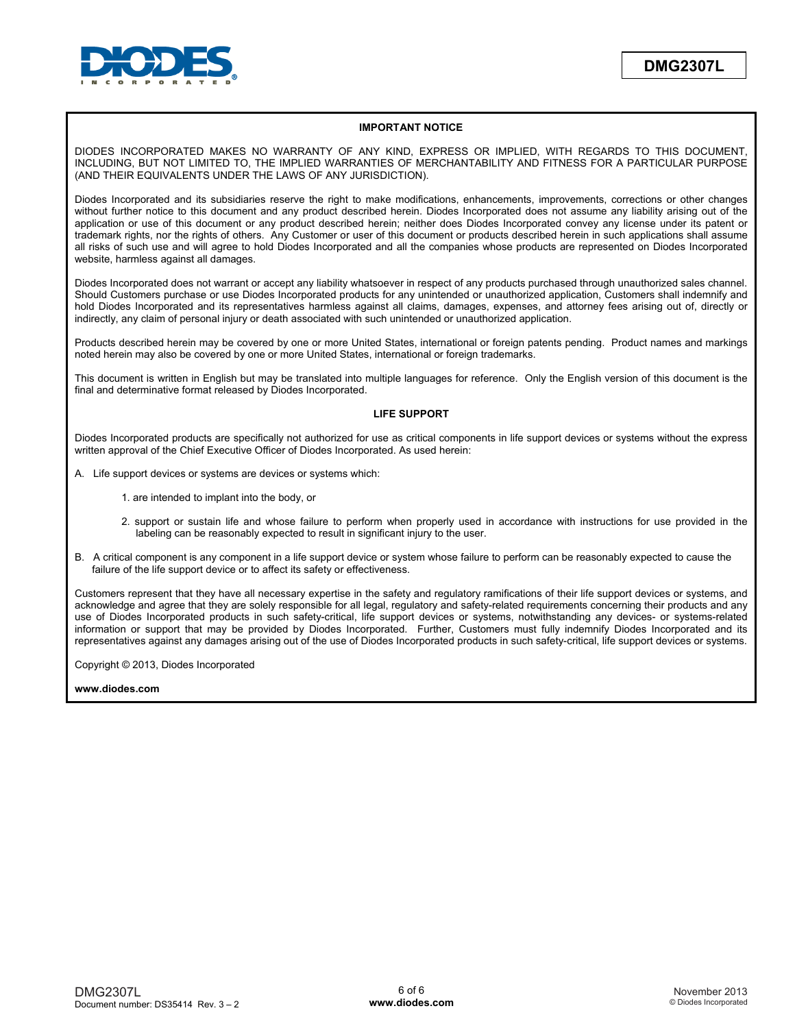## IMPORTANT NOTICE

DIODES INCORPORATED MAKES NO WARRANTY OF ANY KIND, EXPRESS OR IMPLIED, WITH REGARDS TO THIS DOCUMENT, INCLUDING, BUT NOT LIMITED TO, THE IMPLIED WARRANTIES OF MERCHANTABILITY AND FITNESS FOR A PARTICULAR PURPOSE (AND THEIR EQUIVALENTS UNDER THE LAWS OF ANY JURISDICTION).

Diodes Incorporated and its subsidiaries reserve the right to make modifications, enhancements, improvements, corrections or other changes without further notice to this document and any product described herein. Diodes Incorporated does not assume any liability arising out of the application or use of this document or any product described herein; neither does Diodes Incorporated convey any license under its patent or trademark rights, nor the rights of others. Any Customer or user of this document or products described herein in such applications shall assume all risks of such use and will agree to hold Diodes Incorporated and all the companies whose products are represented on Diodes Incorporated website, harmless against all damages.

Diodes Incorporated does not warrant or accept any liability whatsoever in respect of any products purchased through unauthorized sales channel. Should Customers purchase or use Diodes Incorporated products for any unintended or unauthorized application, Customers shall indemnify and hold Diodes Incorporated and its representatives harmless against all claims, damages, expenses, and attorney fees arising out of, directly or indirectly, any claim of personal injury or death associated with such unintended or unauthorized application.

Products described herein may be covered by one or more United States, international or foreign patents pending. Product names and markings noted herein may also be covered by one or more United States, international or foreign trademarks.

This document is written in English but may be translated into multiple languages for reference. Only the English version of this document is the final and determinative format released by Diodes Incorporated.

## LIFE SUPPORT

Diodes Incorporated products are specifically not authorized for use as critical components in life support devices or systems without the express written approval of the Chief Executive Officer of Diodes Incorporated. As used herein:

A. Life support devices or systems are devices or systems which:

1. are intended to implant into the body, or
2. support or sustain life and whose failure to perform when properly used in accordance with instructions for use provided in the labeling can be reasonably expected to result in significant injury to the user.

B. A critical component is any component in a life support device or system whose failure to perform can be reasonably expected to cause the failure of the life support device or to affect its safety or effectiveness.

Customers represent that they have all necessary expertise in the safety and regulatory ramifications of their life support devices or systems, and acknowledge and agree that they are solely responsible for all legal, regulatory and safety-related requirements concerning their products and any use of Diodes Incorporated products in such safety-critical, life support devices or systems, notwithstanding any devices- or systems-related information or support that may be provided by Diodes Incorporated. Further, Customers must fully indemnify Diodes Incorporated and its representatives against any damages arising out of the use of Diodes Incorporated products in such safety-critical, life support devices or systems.

Copyright © 2013, Diodes Incorporated

**www.diodes.com**